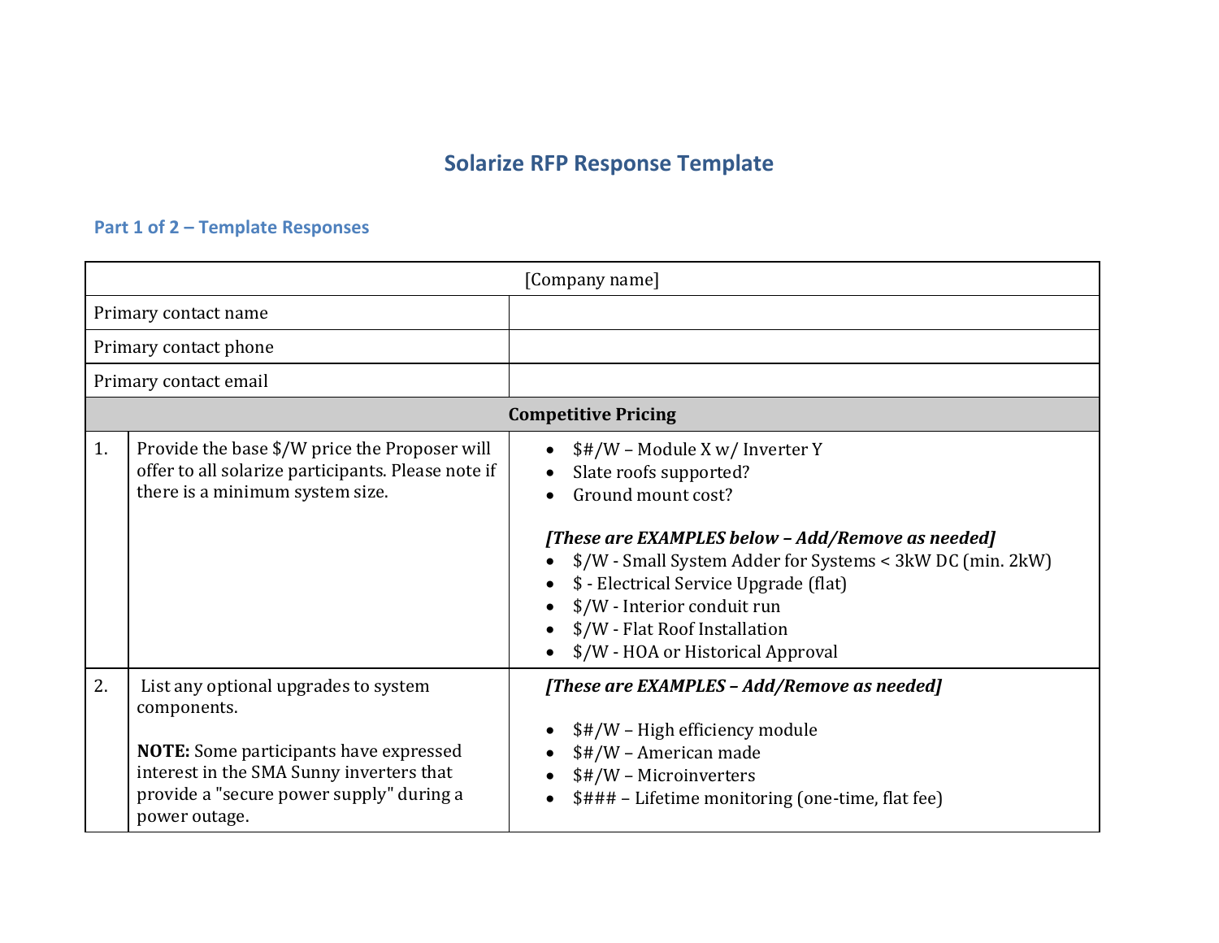# Solarize RFP Response Template

## Part 1 of 2 – Template Responses

| [Company name] | | |
|---|---|---|
| Primary contact name | | |
| Primary contact phone | | |
| Primary contact email | | |
| **Competitive Pricing** | | |
| 1. | Provide the base $/W price the Proposer will offer to all solarize participants. Please note if there is a minimum system size. | • $#/W – Module X w/ Inverter Y<br>• Slate roofs supported?<br>• Ground mount cost?<br><br>***[These are EXAMPLES below – Add/Remove as needed]***<br>• $/W - Small System Adder for Systems < 3kW DC (min. 2kW)<br>• $ - Electrical Service Upgrade (flat)<br>• $/W - Interior conduit run<br>• $/W - Flat Roof Installation<br>• $/W - HOA or Historical Approval |
| 2. | List any optional upgrades to system components.<br><br>**NOTE:** Some participants have expressed interest in the SMA Sunny inverters that provide a "secure power supply" during a power outage. | ***[These are EXAMPLES – Add/Remove as needed]***<br><br>• $#/W – High efficiency module<br>• $#/W – American made<br>• $#/W – Microinverters<br>• $### – Lifetime monitoring (one-time, flat fee) |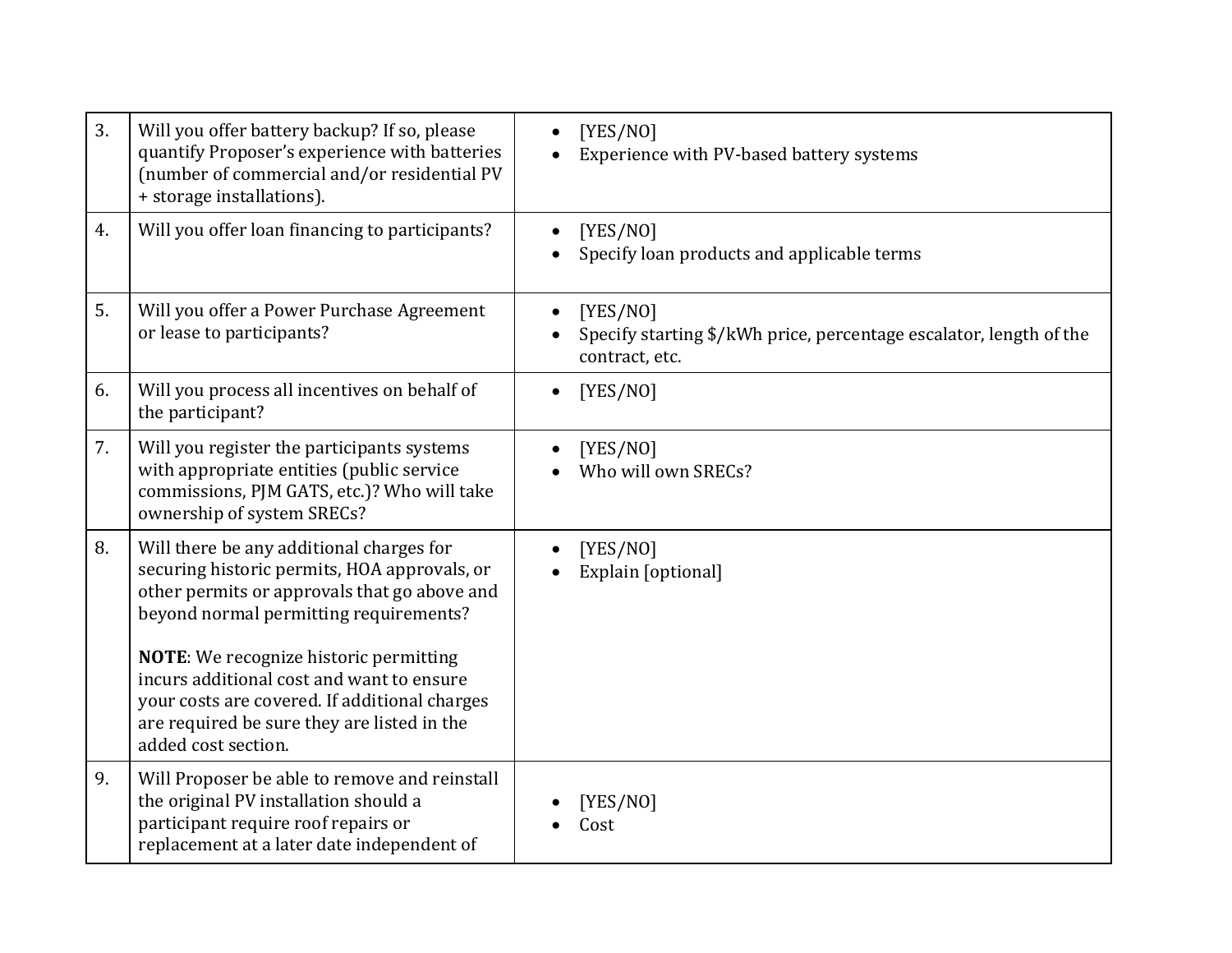| | | |
|---|---|---|
| 3. | Will you offer battery backup? If so, please quantify Proposer's experience with batteries (number of commercial and/or residential PV + storage installations). | • [YES/NO]<br>• Experience with PV-based battery systems |
| 4. | Will you offer loan financing to participants? | • [YES/NO]<br>• Specify loan products and applicable terms |
| 5. | Will you offer a Power Purchase Agreement or lease to participants? | • [YES/NO]<br>• Specify starting $/kWh price, percentage escalator, length of the contract, etc. |
| 6. | Will you process all incentives on behalf of the participant? | • [YES/NO] |
| 7. | Will you register the participants systems with appropriate entities (public service commissions, PJM GATS, etc.)? Who will take ownership of system SRECs? | • [YES/NO]<br>• Who will own SRECs? |
| 8. | Will there be any additional charges for securing historic permits, HOA approvals, or other permits or approvals that go above and beyond normal permitting requirements?<br><br>**NOTE**: We recognize historic permitting incurs additional cost and want to ensure your costs are covered. If additional charges are required be sure they are listed in the added cost section. | • [YES/NO]<br>• Explain [optional] |
| 9. | Will Proposer be able to remove and reinstall the original PV installation should a participant require roof repairs or replacement at a later date independent of | • [YES/NO]<br>• Cost |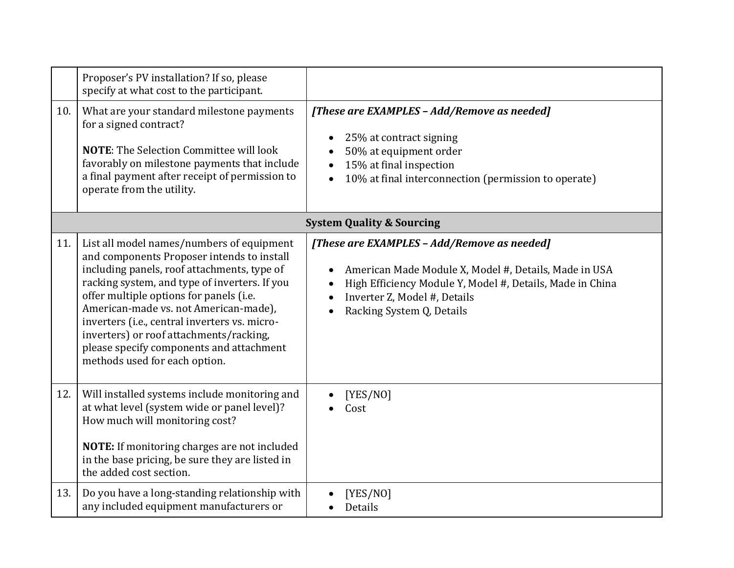| | | |
|---|---|---|
| | Proposer's PV installation? If so, please specify at what cost to the participant. | |
| 10. | What are your standard milestone payments for a signed contract?<br><br>**NOTE**: The Selection Committee will look favorably on milestone payments that include a final payment after receipt of permission to operate from the utility. | ***[These are EXAMPLES – Add/Remove as needed]***<br><br>• 25% at contract signing<br>• 50% at equipment order<br>• 15% at final inspection<br>• 10% at final interconnection (permission to operate) |
| **System Quality & Sourcing** | | |
| 11. | List all model names/numbers of equipment and components Proposer intends to install including panels, roof attachments, type of racking system, and type of inverters. If you offer multiple options for panels (i.e. American-made vs. not American-made), inverters (i.e., central inverters vs. micro-inverters) or roof attachments/racking, please specify components and attachment methods used for each option. | ***[These are EXAMPLES – Add/Remove as needed]***<br><br>• American Made Module X, Model #, Details, Made in USA<br>• High Efficiency Module Y, Model #, Details, Made in China<br>• Inverter Z, Model #, Details<br>• Racking System Q, Details |
| 12. | Will installed systems include monitoring and at what level (system wide or panel level)? How much will monitoring cost?<br><br>**NOTE:** If monitoring charges are not included in the base pricing, be sure they are listed in the added cost section. | • [YES/NO]<br>• Cost |
| 13. | Do you have a long-standing relationship with any included equipment manufacturers or | • [YES/NO]<br>• Details |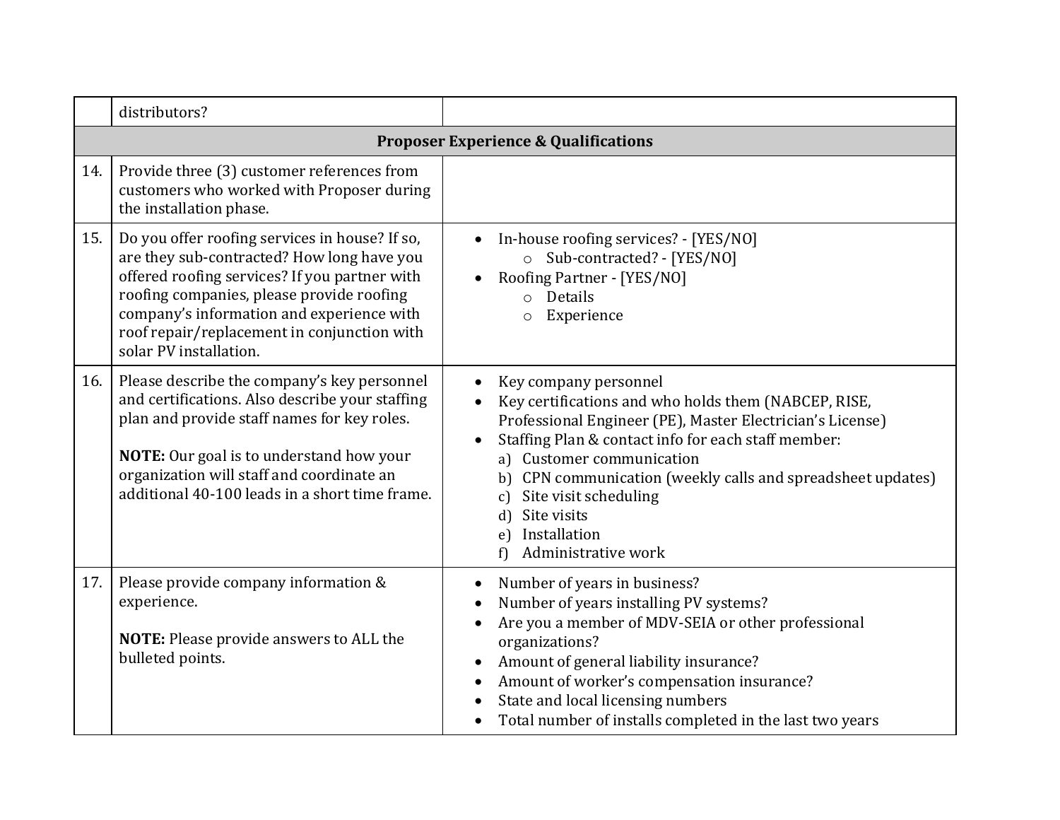| | | |
|---|---|---|
| | distributors? | |
| **Proposer Experience & Qualifications** | | |
| 14. | Provide three (3) customer references from customers who worked with Proposer during the installation phase. | |
| 15. | Do you offer roofing services in house? If so, are they sub-contracted? How long have you offered roofing services? If you partner with roofing companies, please provide roofing company's information and experience with roof repair/replacement in conjunction with solar PV installation. | • In-house roofing services? - [YES/NO]<br>&nbsp;&nbsp;&nbsp;&nbsp;o Sub-contracted? - [YES/NO]<br>• Roofing Partner - [YES/NO]<br>&nbsp;&nbsp;&nbsp;&nbsp;o Details<br>&nbsp;&nbsp;&nbsp;&nbsp;o Experience |
| 16. | Please describe the company's key personnel and certifications. Also describe your staffing plan and provide staff names for key roles.<br><br>**NOTE:** Our goal is to understand how your organization will staff and coordinate an additional 40-100 leads in a short time frame. | • Key company personnel<br>• Key certifications and who holds them (NABCEP, RISE, Professional Engineer (PE), Master Electrician's License)<br>• Staffing Plan & contact info for each staff member:<br>a) Customer communication<br>b) CPN communication (weekly calls and spreadsheet updates)<br>c) Site visit scheduling<br>d) Site visits<br>e) Installation<br>f) Administrative work |
| 17. | Please provide company information & experience.<br><br>**NOTE:** Please provide answers to ALL the bulleted points. | • Number of years in business?<br>• Number of years installing PV systems?<br>• Are you a member of MDV-SEIA or other professional organizations?<br>• Amount of general liability insurance?<br>• Amount of worker's compensation insurance?<br>• State and local licensing numbers<br>• Total number of installs completed in the last two years |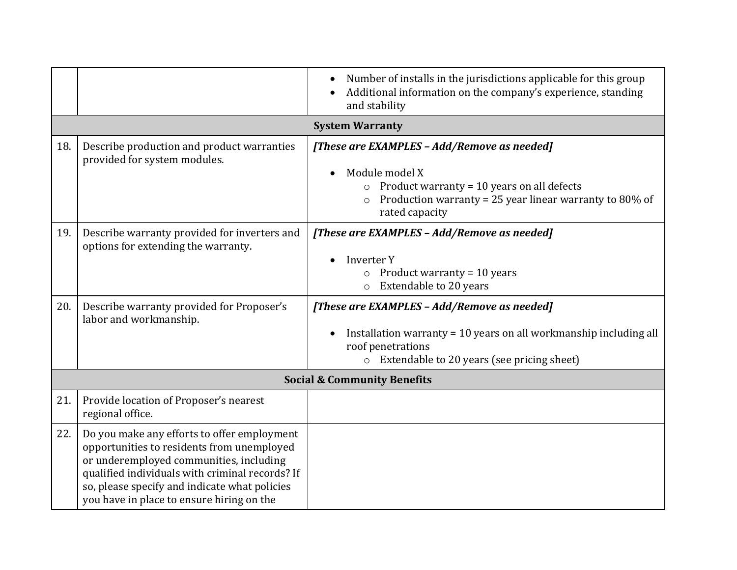| | | |
|---|---|---|
| | | • Number of installs in the jurisdictions applicable for this group<br>• Additional information on the company's experience, standing and stability |
| | **System Warranty** | |
| 18. | Describe production and product warranties provided for system modules. | ***[These are EXAMPLES – Add/Remove as needed]***<br><br>• Module model X<br>&nbsp;&nbsp;&nbsp;&nbsp;○ Product warranty = 10 years on all defects<br>&nbsp;&nbsp;&nbsp;&nbsp;○ Production warranty = 25 year linear warranty to 80% of rated capacity |
| 19. | Describe warranty provided for inverters and options for extending the warranty. | ***[These are EXAMPLES – Add/Remove as needed]***<br><br>• Inverter Y<br>&nbsp;&nbsp;&nbsp;&nbsp;○ Product warranty = 10 years<br>&nbsp;&nbsp;&nbsp;&nbsp;○ Extendable to 20 years |
| 20. | Describe warranty provided for Proposer's labor and workmanship. | ***[These are EXAMPLES – Add/Remove as needed]***<br><br>• Installation warranty = 10 years on all workmanship including all roof penetrations<br>&nbsp;&nbsp;&nbsp;&nbsp;○ Extendable to 20 years (see pricing sheet) |
| | **Social & Community Benefits** | |
| 21. | Provide location of Proposer's nearest regional office. | |
| 22. | Do you make any efforts to offer employment opportunities to residents from unemployed or underemployed communities, including qualified individuals with criminal records? If so, please specify and indicate what policies you have in place to ensure hiring on the | |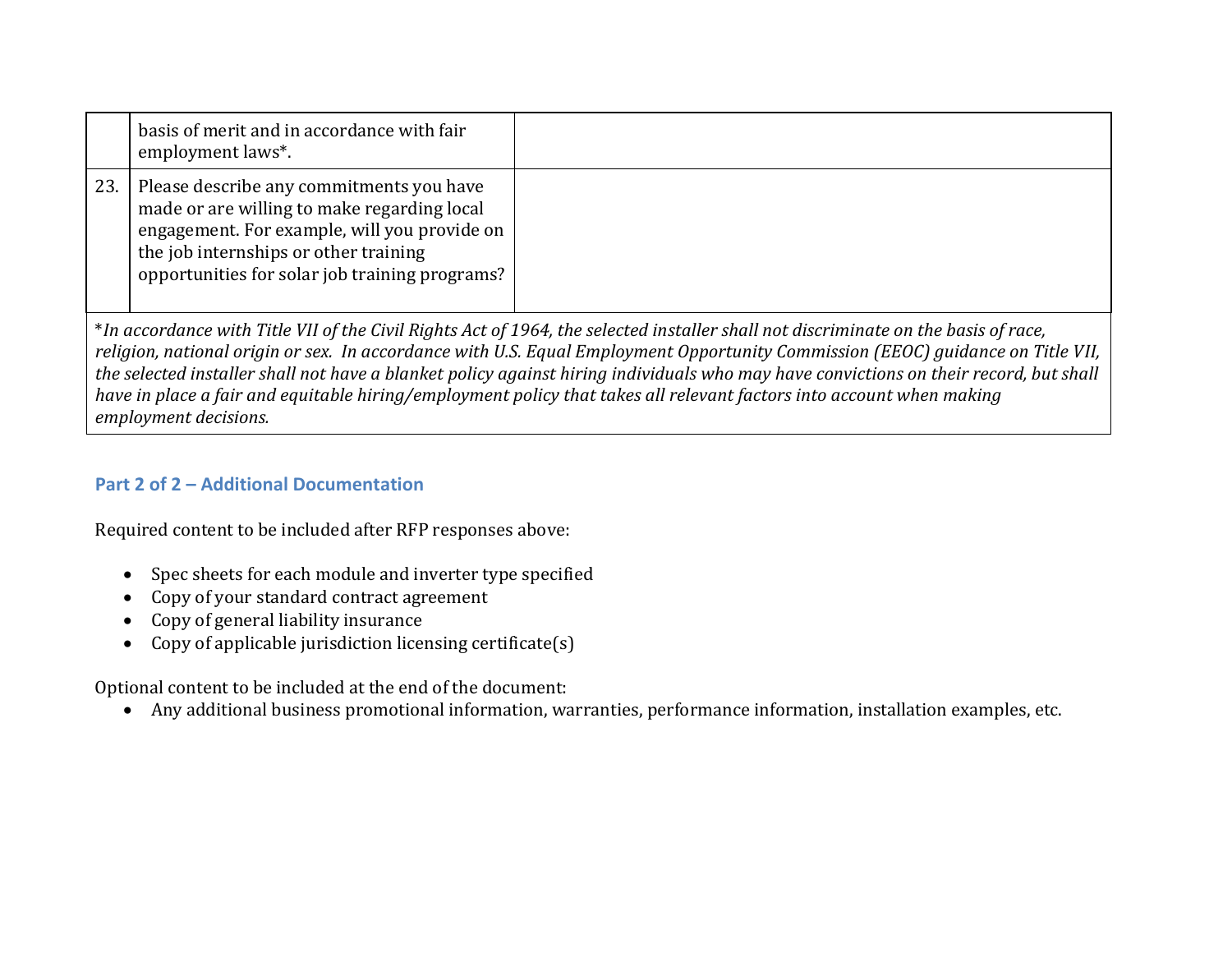| | | |
|---|---|---|
| | basis of merit and in accordance with fair employment laws*. | |
| 23. | Please describe any commitments you have made or are willing to make regarding local engagement. For example, will you provide on the job internships or other training opportunities for solar job training programs? | |

*\*In accordance with Title VII of the Civil Rights Act of 1964, the selected installer shall not discriminate on the basis of race, religion, national origin or sex. In accordance with U.S. Equal Employment Opportunity Commission (EEOC) guidance on Title VII, the selected installer shall not have a blanket policy against hiring individuals who may have convictions on their record, but shall have in place a fair and equitable hiring/employment policy that takes all relevant factors into account when making employment decisions.*

### Part 2 of 2 – Additional Documentation

Required content to be included after RFP responses above:

- Spec sheets for each module and inverter type specified
- Copy of your standard contract agreement
- Copy of general liability insurance
- Copy of applicable jurisdiction licensing certificate(s)

Optional content to be included at the end of the document:

- Any additional business promotional information, warranties, performance information, installation examples, etc.